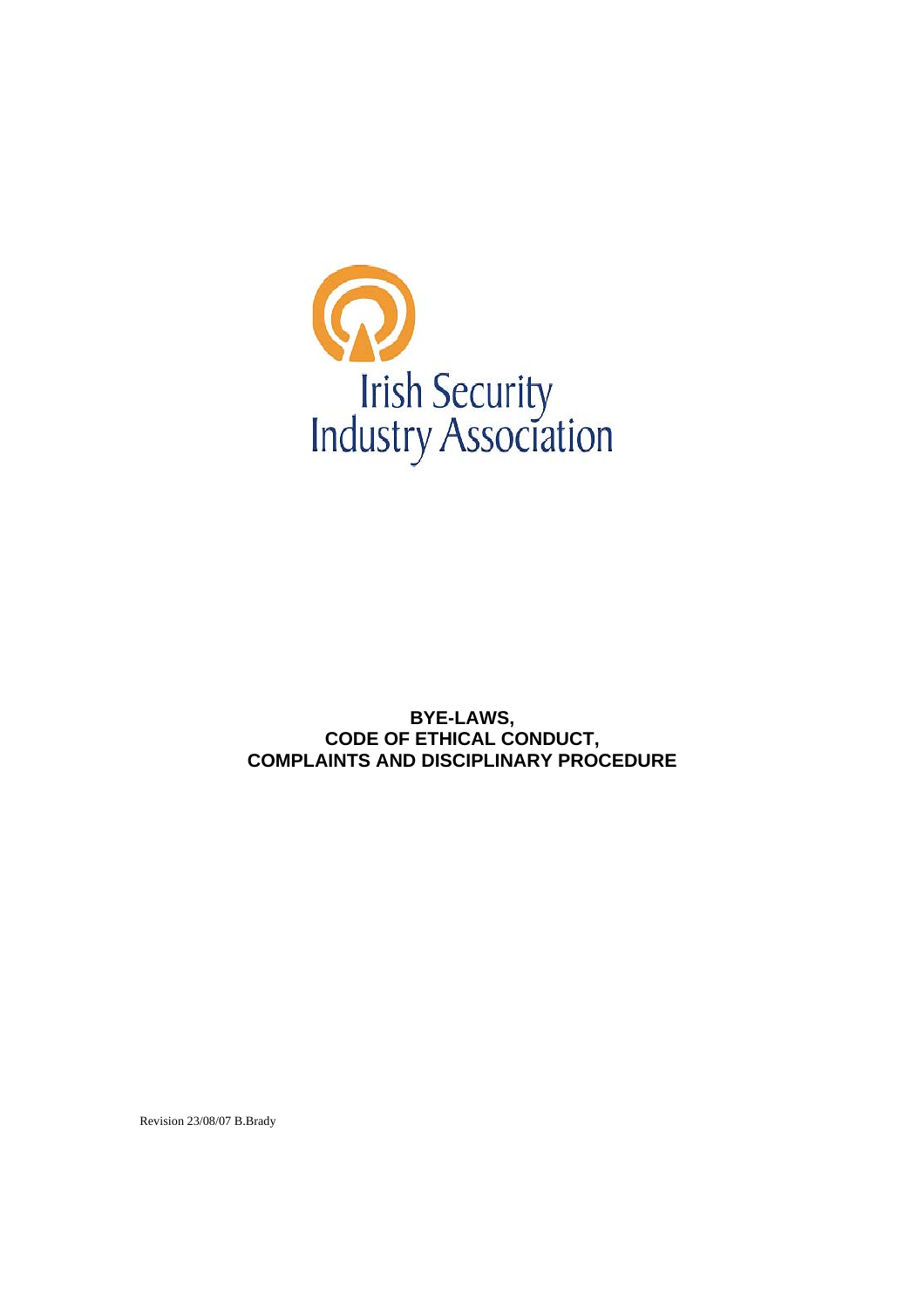Irish Security
Industry Association

**BYE-LAWS,**
**CODE OF ETHICAL CONDUCT,**
**COMPLAINTS AND DISCIPLINARY PROCEDURE**

Revision 23/08/07 B.Brady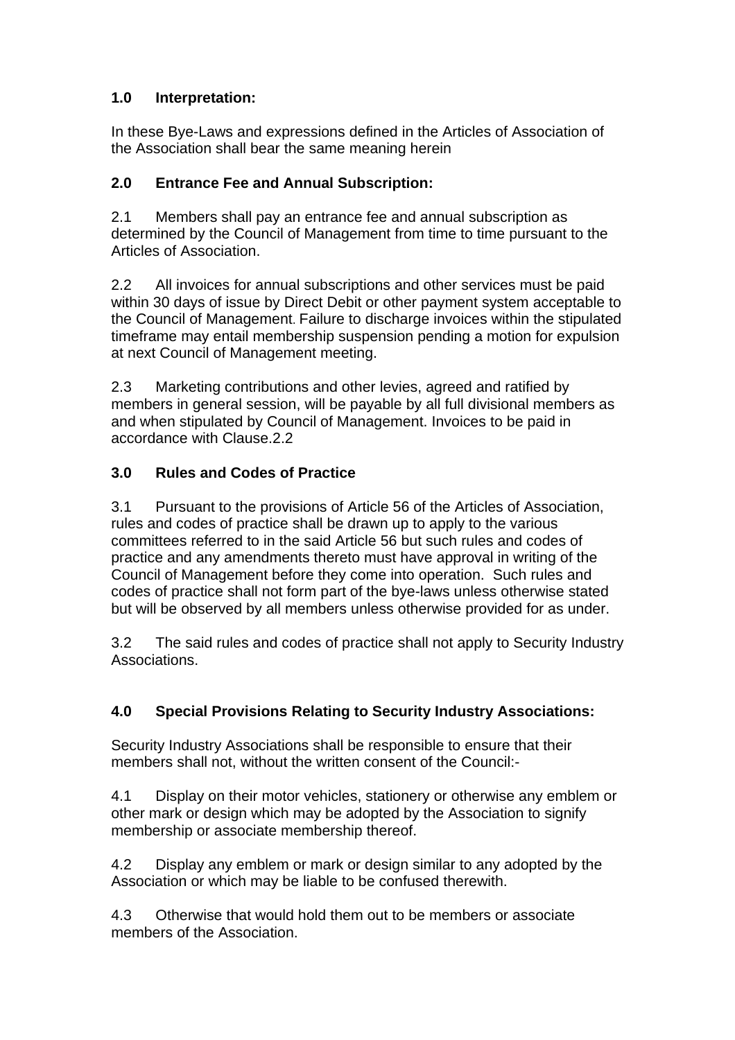## 1.0 Interpretation:

In these Bye-Laws and expressions defined in the Articles of Association of the Association shall bear the same meaning herein

## 2.0 Entrance Fee and Annual Subscription:

2.1 Members shall pay an entrance fee and annual subscription as determined by the Council of Management from time to time pursuant to the Articles of Association.

2.2 All invoices for annual subscriptions and other services must be paid within 30 days of issue by Direct Debit or other payment system acceptable to the Council of Management. Failure to discharge invoices within the stipulated timeframe may entail membership suspension pending a motion for expulsion at next Council of Management meeting.

2.3 Marketing contributions and other levies, agreed and ratified by members in general session, will be payable by all full divisional members as and when stipulated by Council of Management. Invoices to be paid in accordance with Clause.2.2

## 3.0 Rules and Codes of Practice

3.1 Pursuant to the provisions of Article 56 of the Articles of Association, rules and codes of practice shall be drawn up to apply to the various committees referred to in the said Article 56 but such rules and codes of practice and any amendments thereto must have approval in writing of the Council of Management before they come into operation. Such rules and codes of practice shall not form part of the bye-laws unless otherwise stated but will be observed by all members unless otherwise provided for as under.

3.2 The said rules and codes of practice shall not apply to Security Industry Associations.

## 4.0 Special Provisions Relating to Security Industry Associations:

Security Industry Associations shall be responsible to ensure that their members shall not, without the written consent of the Council:-

4.1 Display on their motor vehicles, stationery or otherwise any emblem or other mark or design which may be adopted by the Association to signify membership or associate membership thereof.

4.2 Display any emblem or mark or design similar to any adopted by the Association or which may be liable to be confused therewith.

4.3 Otherwise that would hold them out to be members or associate members of the Association.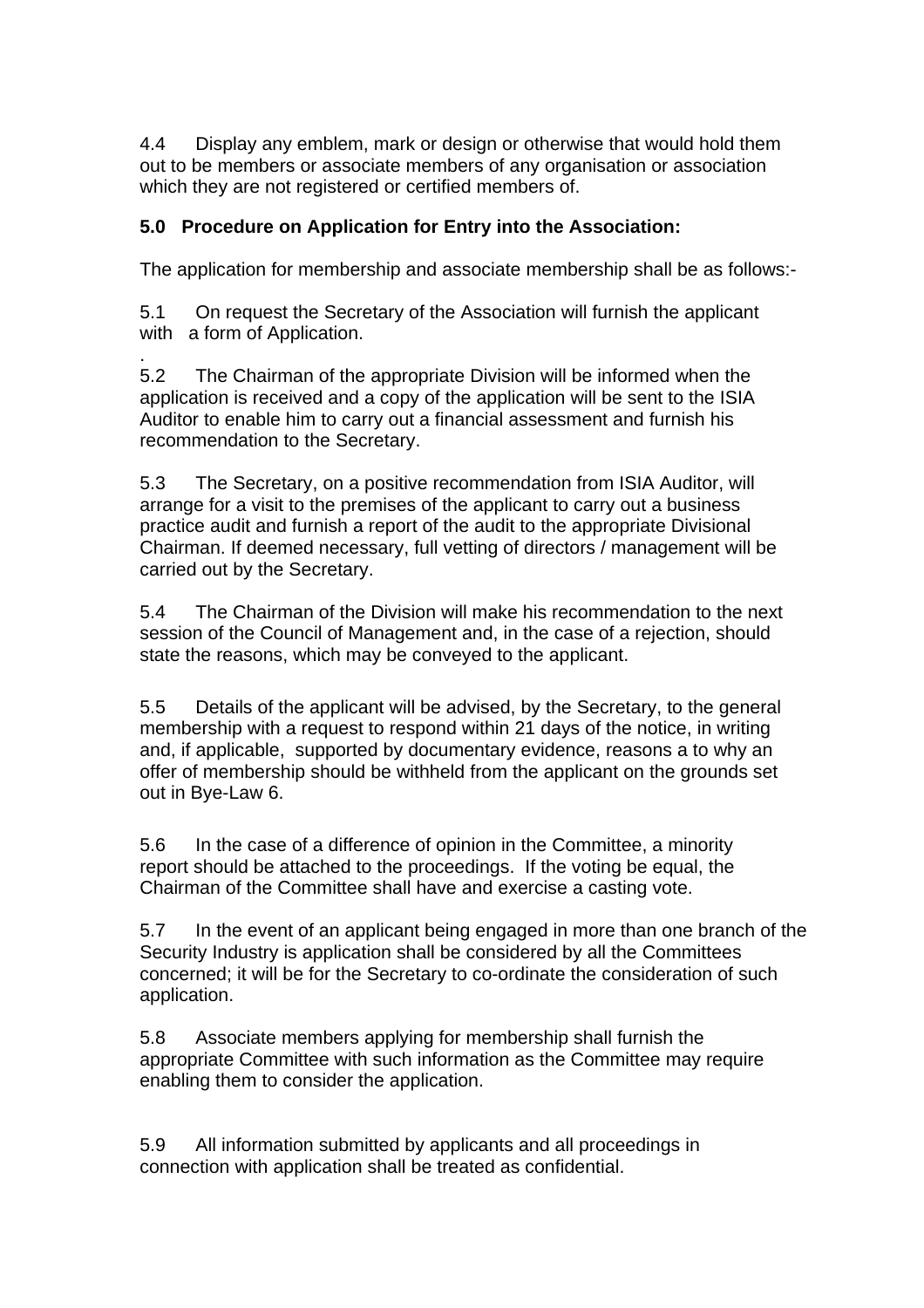4.4 Display any emblem, mark or design or otherwise that would hold them out to be members or associate members of any organisation or association which they are not registered or certified members of.

**5.0 Procedure on Application for Entry into the Association:**

The application for membership and associate membership shall be as follows:-

5.1 On request the Secretary of the Association will furnish the applicant with a form of Application.

.
5.2 The Chairman of the appropriate Division will be informed when the application is received and a copy of the application will be sent to the ISIA Auditor to enable him to carry out a financial assessment and furnish his recommendation to the Secretary.

5.3 The Secretary, on a positive recommendation from ISIA Auditor, will arrange for a visit to the premises of the applicant to carry out a business practice audit and furnish a report of the audit to the appropriate Divisional Chairman. If deemed necessary, full vetting of directors / management will be carried out by the Secretary.

5.4 The Chairman of the Division will make his recommendation to the next session of the Council of Management and, in the case of a rejection, should state the reasons, which may be conveyed to the applicant.

5.5 Details of the applicant will be advised, by the Secretary, to the general membership with a request to respond within 21 days of the notice, in writing and, if applicable, supported by documentary evidence, reasons a to why an offer of membership should be withheld from the applicant on the grounds set out in Bye-Law 6.

5.6 In the case of a difference of opinion in the Committee, a minority report should be attached to the proceedings. If the voting be equal, the Chairman of the Committee shall have and exercise a casting vote.

5.7 In the event of an applicant being engaged in more than one branch of the Security Industry is application shall be considered by all the Committees concerned; it will be for the Secretary to co-ordinate the consideration of such application.

5.8 Associate members applying for membership shall furnish the appropriate Committee with such information as the Committee may require enabling them to consider the application.

5.9 All information submitted by applicants and all proceedings in connection with application shall be treated as confidential.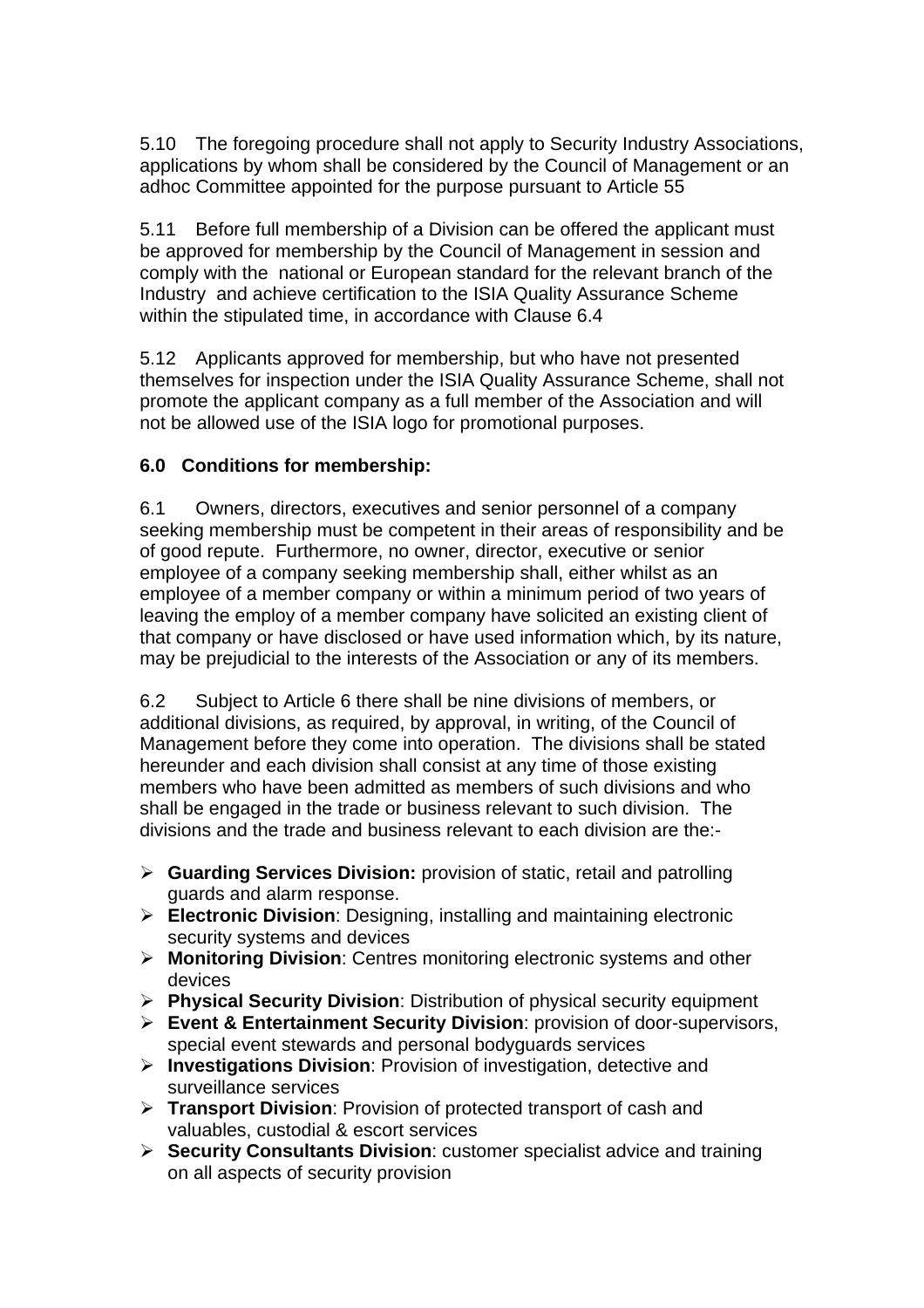5.10 The foregoing procedure shall not apply to Security Industry Associations, applications by whom shall be considered by the Council of Management or an adhoc Committee appointed for the purpose pursuant to Article 55

5.11 Before full membership of a Division can be offered the applicant must be approved for membership by the Council of Management in session and comply with the national or European standard for the relevant branch of the Industry and achieve certification to the ISIA Quality Assurance Scheme within the stipulated time, in accordance with Clause 6.4

5.12 Applicants approved for membership, but who have not presented themselves for inspection under the ISIA Quality Assurance Scheme, shall not promote the applicant company as a full member of the Association and will not be allowed use of the ISIA logo for promotional purposes.

**6.0 Conditions for membership:**

6.1 Owners, directors, executives and senior personnel of a company seeking membership must be competent in their areas of responsibility and be of good repute. Furthermore, no owner, director, executive or senior employee of a company seeking membership shall, either whilst as an employee of a member company or within a minimum period of two years of leaving the employ of a member company have solicited an existing client of that company or have disclosed or have used information which, by its nature, may be prejudicial to the interests of the Association or any of its members.

6.2 Subject to Article 6 there shall be nine divisions of members, or additional divisions, as required, by approval, in writing, of the Council of Management before they come into operation. The divisions shall be stated hereunder and each division shall consist at any time of those existing members who have been admitted as members of such divisions and who shall be engaged in the trade or business relevant to such division. The divisions and the trade and business relevant to each division are the:-

- **Guarding Services Division:** provision of static, retail and patrolling guards and alarm response.
- **Electronic Division**: Designing, installing and maintaining electronic security systems and devices
- **Monitoring Division**: Centres monitoring electronic systems and other devices
- **Physical Security Division**: Distribution of physical security equipment
- **Event & Entertainment Security Division**: provision of door-supervisors, special event stewards and personal bodyguards services
- **Investigations Division**: Provision of investigation, detective and surveillance services
- **Transport Division**: Provision of protected transport of cash and valuables, custodial & escort services
- **Security Consultants Division**: customer specialist advice and training on all aspects of security provision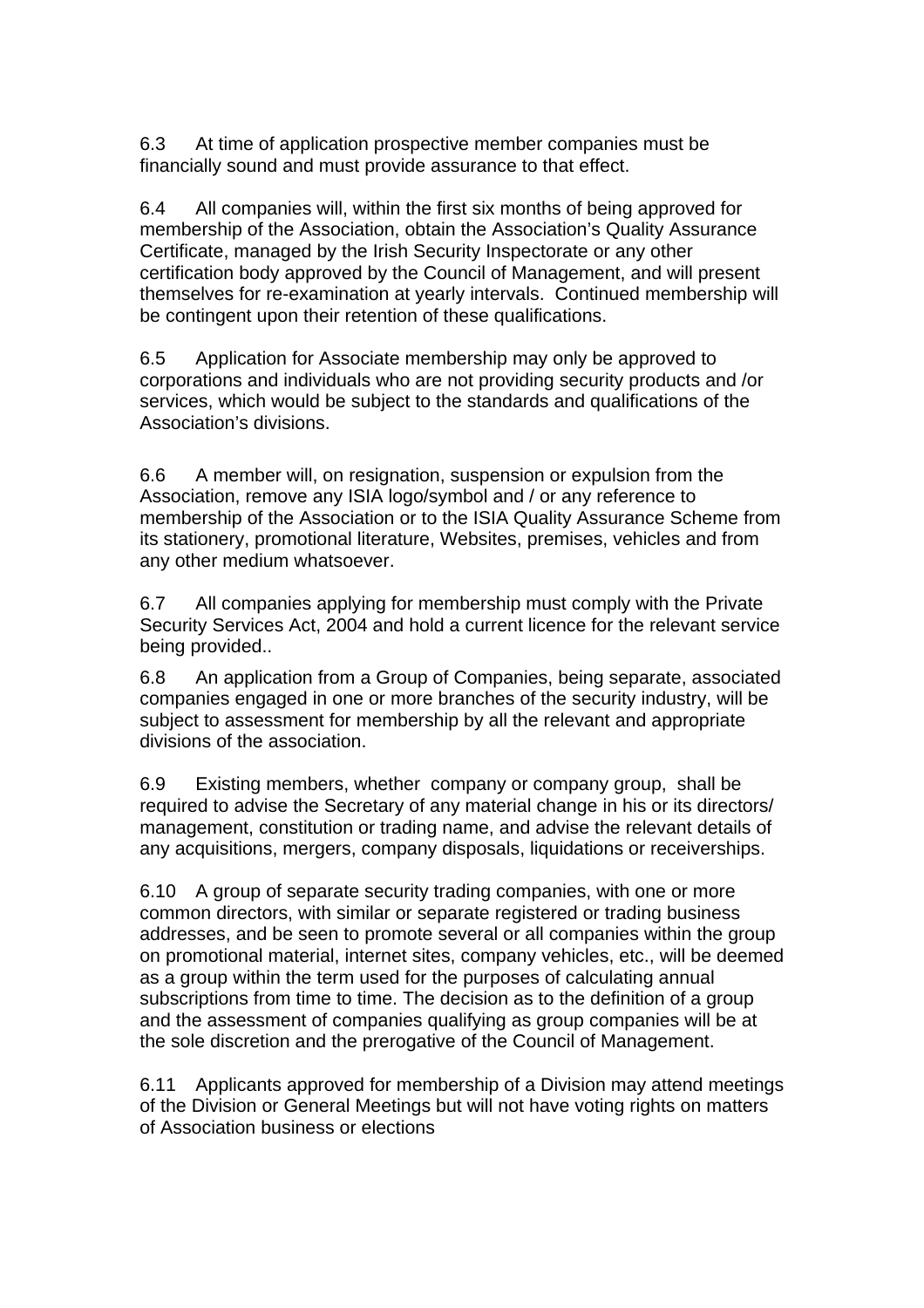6.3 At time of application prospective member companies must be financially sound and must provide assurance to that effect.

6.4 All companies will, within the first six months of being approved for membership of the Association, obtain the Association's Quality Assurance Certificate, managed by the Irish Security Inspectorate or any other certification body approved by the Council of Management, and will present themselves for re-examination at yearly intervals. Continued membership will be contingent upon their retention of these qualifications.

6.5 Application for Associate membership may only be approved to corporations and individuals who are not providing security products and /or services, which would be subject to the standards and qualifications of the Association's divisions.

6.6 A member will, on resignation, suspension or expulsion from the Association, remove any ISIA logo/symbol and / or any reference to membership of the Association or to the ISIA Quality Assurance Scheme from its stationery, promotional literature, Websites, premises, vehicles and from any other medium whatsoever.

6.7 All companies applying for membership must comply with the Private Security Services Act, 2004 and hold a current licence for the relevant service being provided..

6.8 An application from a Group of Companies, being separate, associated companies engaged in one or more branches of the security industry, will be subject to assessment for membership by all the relevant and appropriate divisions of the association.

6.9 Existing members, whether company or company group, shall be required to advise the Secretary of any material change in his or its directors/ management, constitution or trading name, and advise the relevant details of any acquisitions, mergers, company disposals, liquidations or receiverships.

6.10 A group of separate security trading companies, with one or more common directors, with similar or separate registered or trading business addresses, and be seen to promote several or all companies within the group on promotional material, internet sites, company vehicles, etc., will be deemed as a group within the term used for the purposes of calculating annual subscriptions from time to time. The decision as to the definition of a group and the assessment of companies qualifying as group companies will be at the sole discretion and the prerogative of the Council of Management.

6.11 Applicants approved for membership of a Division may attend meetings of the Division or General Meetings but will not have voting rights on matters of Association business or elections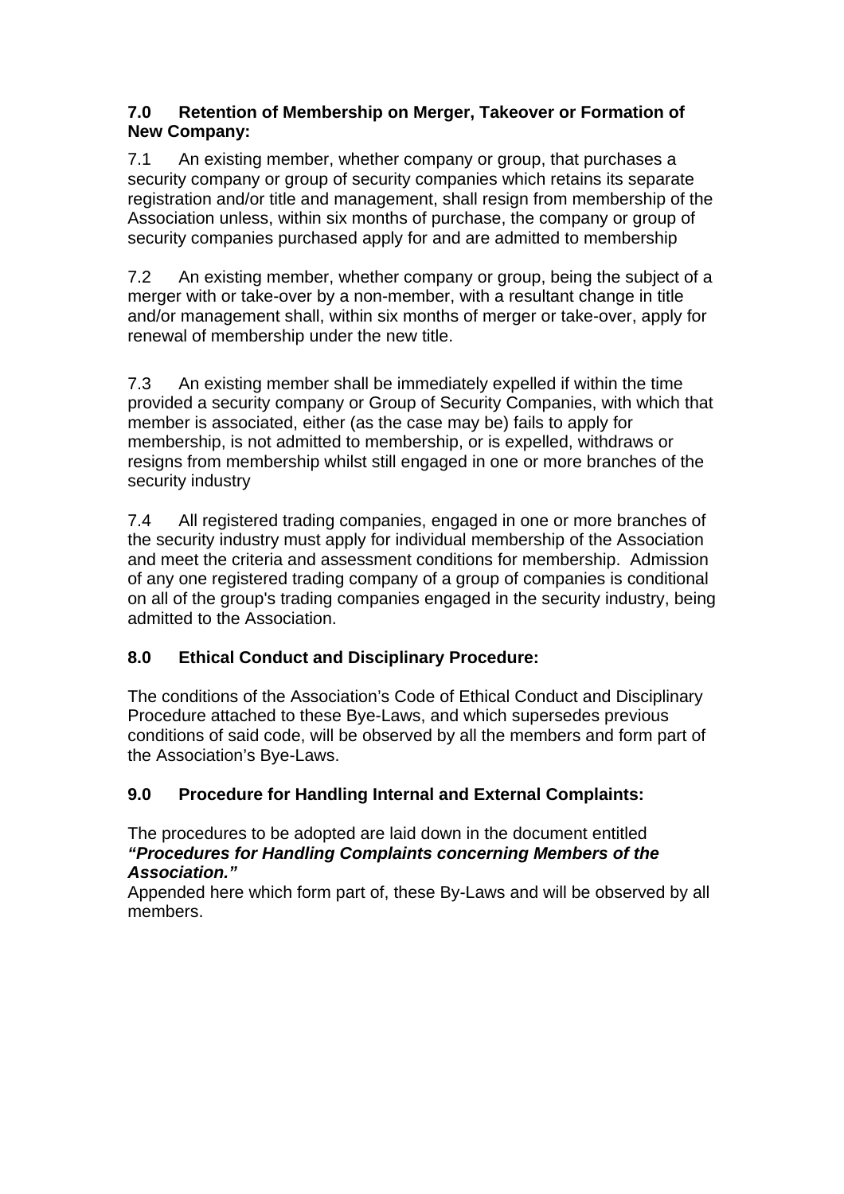## 7.0 Retention of Membership on Merger, Takeover or Formation of New Company:

7.1 An existing member, whether company or group, that purchases a security company or group of security companies which retains its separate registration and/or title and management, shall resign from membership of the Association unless, within six months of purchase, the company or group of security companies purchased apply for and are admitted to membership

7.2 An existing member, whether company or group, being the subject of a merger with or take-over by a non-member, with a resultant change in title and/or management shall, within six months of merger or take-over, apply for renewal of membership under the new title.

7.3 An existing member shall be immediately expelled if within the time provided a security company or Group of Security Companies, with which that member is associated, either (as the case may be) fails to apply for membership, is not admitted to membership, or is expelled, withdraws or resigns from membership whilst still engaged in one or more branches of the security industry

7.4 All registered trading companies, engaged in one or more branches of the security industry must apply for individual membership of the Association and meet the criteria and assessment conditions for membership. Admission of any one registered trading company of a group of companies is conditional on all of the group's trading companies engaged in the security industry, being admitted to the Association.

## 8.0 Ethical Conduct and Disciplinary Procedure:

The conditions of the Association's Code of Ethical Conduct and Disciplinary Procedure attached to these Bye-Laws, and which supersedes previous conditions of said code, will be observed by all the members and form part of the Association's Bye-Laws.

## 9.0 Procedure for Handling Internal and External Complaints:

The procedures to be adopted are laid down in the document entitled ***"Procedures for Handling Complaints concerning Members of the Association."***
Appended here which form part of, these By-Laws and will be observed by all members.